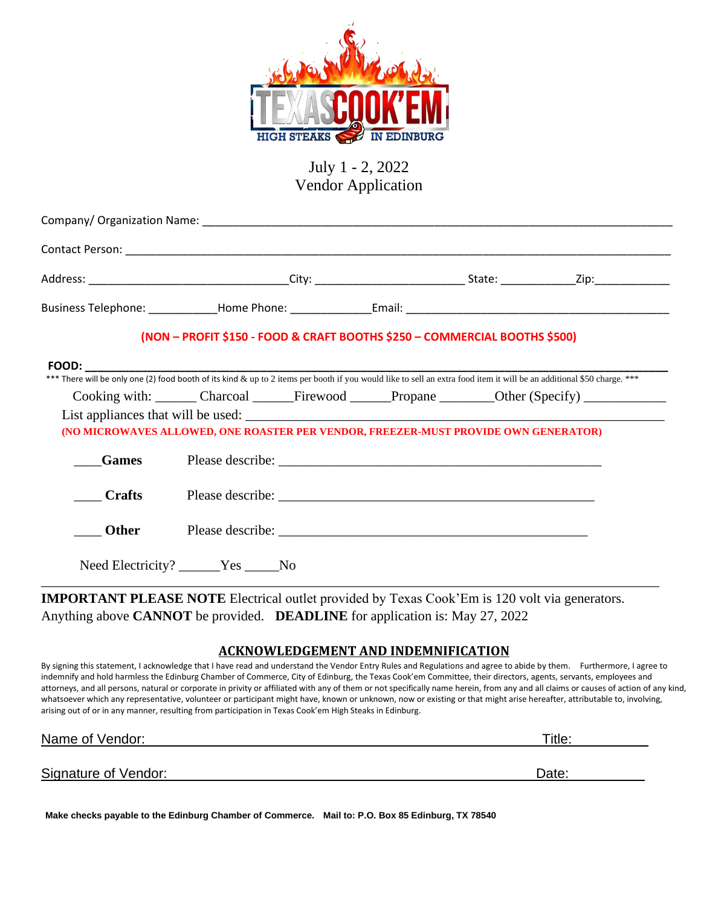TEXAS COOK'EM
HIGH STEAKS IN EDINBURG

# July 1 - 2, 2022
# Vendor Application

Company/ Organization Name: ___________________________________________________________________________

Contact Person: ___________________________________________________________________________________

Address: ________________________________City: _______________________ State: ___________Zip:___________

Business Telephone: ___________Home Phone: _____________Email: ___________________________________________

**(NON – PROFIT $150 - FOOD & CRAFT BOOTHS $250 – COMMERCIAL BOOTHS $500)**

**FOOD:** ______________________________________________________________________________________

*** There will be only one (2) food booth of its kind & up to 2 items per booth if you would like to sell an extra food item it will be an additional $50 charge. ***

Cooking with: ______ Charcoal ______Firewood ______Propane ________Other (Specify) ____________

List appliances that will be used: _____________________________________________________________

**(NO MICROWAVES ALLOWED, ONE ROASTER PER VENDOR, FREEZER-MUST PROVIDE OWN GENERATOR)**

____**Games** Please describe: ________________________________________________

____ **Crafts** Please describe: ________________________________________________

____ **Other** Please describe: ________________________________________________

Need Electricity? ______Yes _____No

**IMPORTANT PLEASE NOTE** Electrical outlet provided by Texas Cook'Em is 120 volt via generators. Anything above **CANNOT** be provided. **DEADLINE** for application is: May 27, 2022

## ACKNOWLEDGEMENT AND INDEMNIFICATION

By signing this statement, I acknowledge that I have read and understand the Vendor Entry Rules and Regulations and agree to abide by them. Furthermore, I agree to indemnify and hold harmless the Edinburg Chamber of Commerce, City of Edinburg, the Texas Cook'em Committee, their directors, agents, servants, employees and attorneys, and all persons, natural or corporate in privity or affiliated with any of them or not specifically name herein, from any and all claims or causes of action of any kind, whatsoever which any representative, volunteer or participant might have, known or unknown, now or existing or that might arise hereafter, attributable to, involving, arising out of or in any manner, resulting from participation in Texas Cook'em High Steaks in Edinburg.

Name of Vendor: ________________________________________________ Title: ___________

Signature of Vendor: ____________________________________________ Date: ___________

**Make checks payable to the Edinburg Chamber of Commerce. Mail to: P.O. Box 85 Edinburg, TX 78540**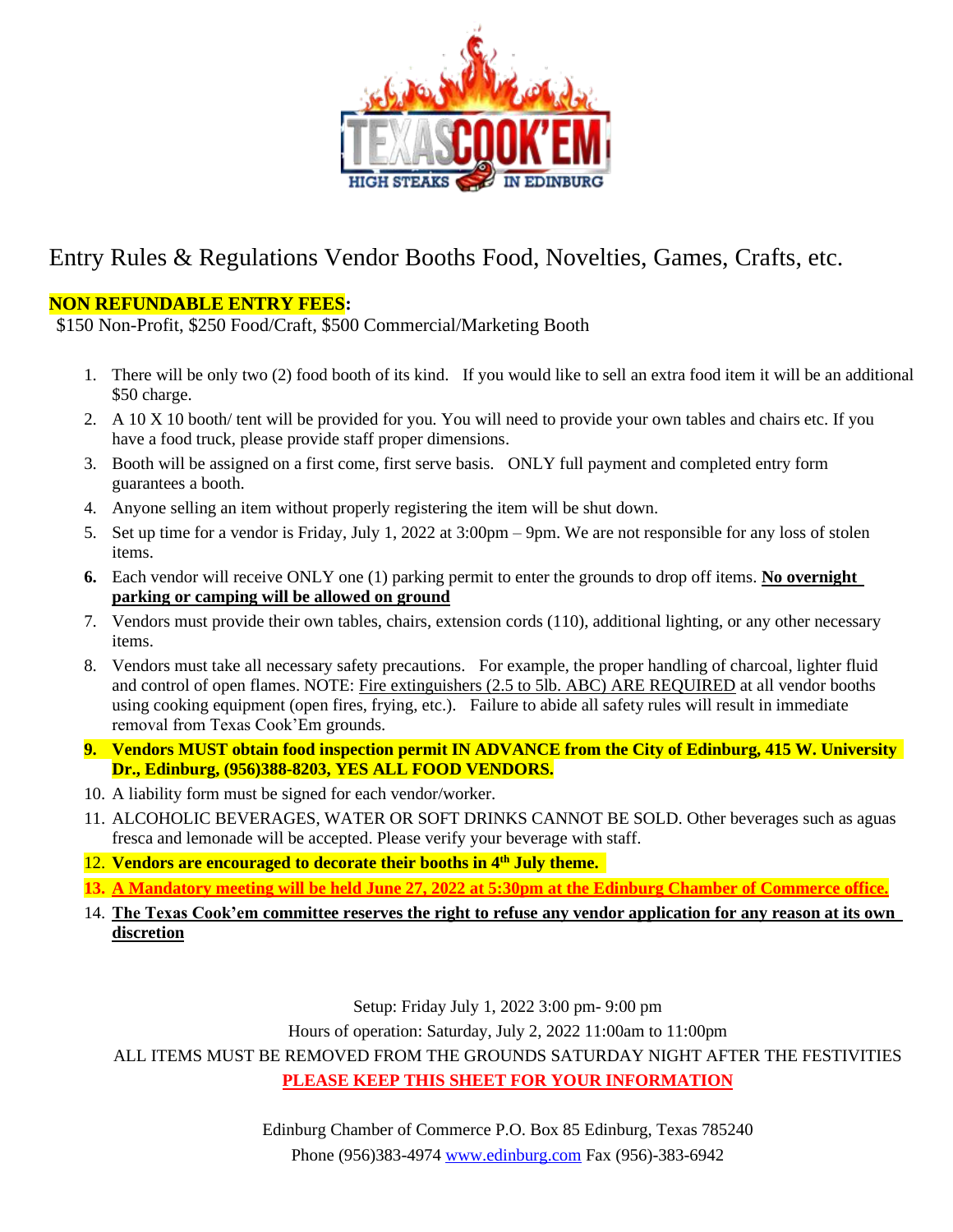# Entry Rules & Regulations Vendor Booths Food, Novelties, Games, Crafts, etc.

**NON REFUNDABLE ENTRY FEES:**

$150 Non-Profit, $250 Food/Craft, $500 Commercial/Marketing Booth

1. There will be only two (2) food booth of its kind. If you would like to sell an extra food item it will be an additional $50 charge.
2. A 10 X 10 booth/ tent will be provided for you. You will need to provide your own tables and chairs etc. If you have a food truck, please provide staff proper dimensions.
3. Booth will be assigned on a first come, first serve basis. ONLY full payment and completed entry form guarantees a booth.
4. Anyone selling an item without properly registering the item will be shut down.
5. Set up time for a vendor is Friday, July 1, 2022 at 3:00pm – 9pm. We are not responsible for any loss of stolen items.
6. Each vendor will receive ONLY one (1) parking permit to enter the grounds to drop off items. **No overnight parking or camping will be allowed on ground**
7. Vendors must provide their own tables, chairs, extension cords (110), additional lighting, or any other necessary items.
8. Vendors must take all necessary safety precautions. For example, the proper handling of charcoal, lighter fluid and control of open flames. NOTE: Fire extinguishers (2.5 to 5lb. ABC) ARE REQUIRED at all vendor booths using cooking equipment (open fires, frying, etc.). Failure to abide all safety rules will result in immediate removal from Texas Cook'Em grounds.
9. **Vendors MUST obtain food inspection permit IN ADVANCE from the City of Edinburg, 415 W. University Dr., Edinburg, (956)388-8203, YES ALL FOOD VENDORS.**
10. A liability form must be signed for each vendor/worker.
11. ALCOHOLIC BEVERAGES, WATER OR SOFT DRINKS CANNOT BE SOLD. Other beverages such as aguas fresca and lemonade will be accepted. Please verify your beverage with staff.
12. **Vendors are encouraged to decorate their booths in 4th July theme.**
13. **A Mandatory meeting will be held June 27, 2022 at 5:30pm at the Edinburg Chamber of Commerce office.**
14. **The Texas Cook'em committee reserves the right to refuse any vendor application for any reason at its own discretion**

Setup: Friday July 1, 2022 3:00 pm- 9:00 pm

Hours of operation: Saturday, July 2, 2022 11:00am to 11:00pm

ALL ITEMS MUST BE REMOVED FROM THE GROUNDS SATURDAY NIGHT AFTER THE FESTIVITIES

**PLEASE KEEP THIS SHEET FOR YOUR INFORMATION**

Edinburg Chamber of Commerce P.O. Box 85 Edinburg, Texas 785240

Phone (956)383-4974 www.edinburg.com Fax (956)-383-6942